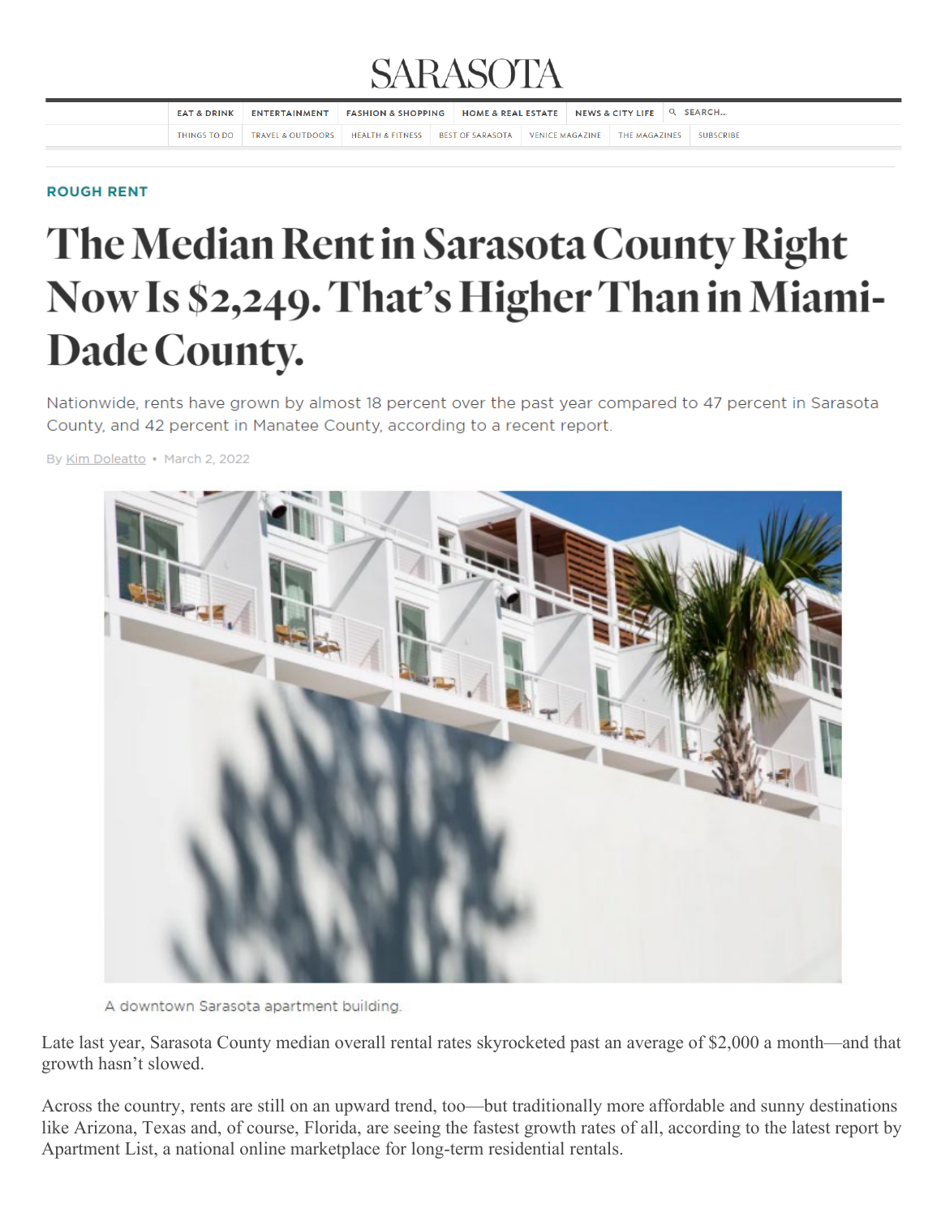# SARASOTA

ROUGH RENT

# The Median Rent in Sarasota County Right Now Is $2,249. That's Higher Than in Miami-Dade County.

Nationwide, rents have grown by almost 18 percent over the past year compared to 47 percent in Sarasota County, and 42 percent in Manatee County, according to a recent report.

By Kim Doleatto • March 2, 2022

A downtown Sarasota apartment building.

Late last year, Sarasota County median overall rental rates skyrocketed past an average of $2,000 a month—and that growth hasn't slowed.

Across the country, rents are still on an upward trend, too—but traditionally more affordable and sunny destinations like Arizona, Texas and, of course, Florida, are seeing the fastest growth rates of all, according to the latest report by Apartment List, a national online marketplace for long-term residential rentals.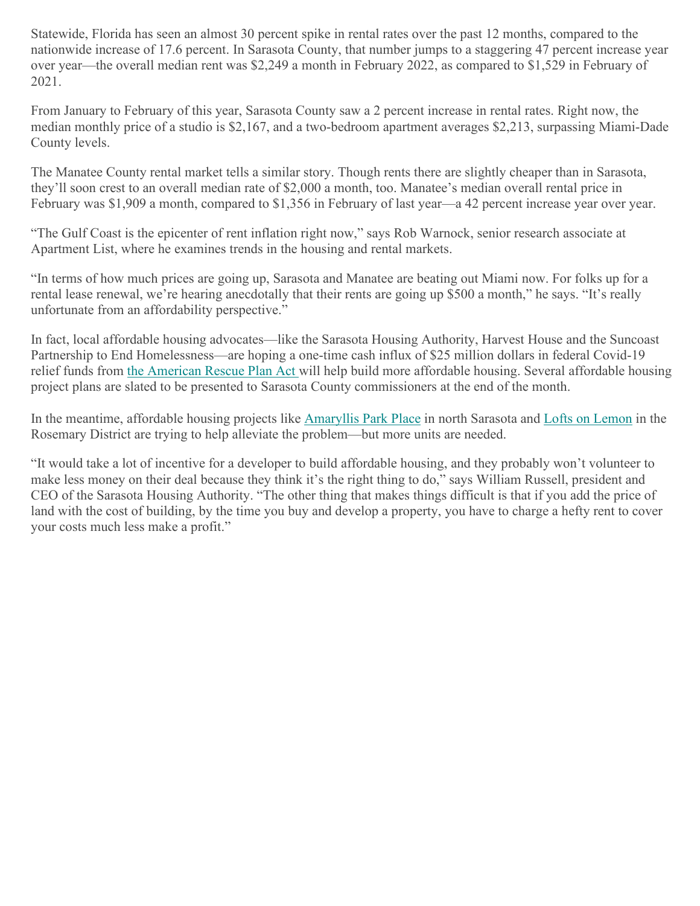Statewide, Florida has seen an almost 30 percent spike in rental rates over the past 12 months, compared to the nationwide increase of 17.6 percent. In Sarasota County, that number jumps to a staggering 47 percent increase year over year—the overall median rent was $2,249 a month in February 2022, as compared to $1,529 in February of 2021.

From January to February of this year, Sarasota County saw a 2 percent increase in rental rates. Right now, the median monthly price of a studio is $2,167, and a two-bedroom apartment averages $2,213, surpassing Miami-Dade County levels.

The Manatee County rental market tells a similar story. Though rents there are slightly cheaper than in Sarasota, they'll soon crest to an overall median rate of $2,000 a month, too. Manatee's median overall rental price in February was $1,909 a month, compared to $1,356 in February of last year—a 42 percent increase year over year.

"The Gulf Coast is the epicenter of rent inflation right now," says Rob Warnock, senior research associate at Apartment List, where he examines trends in the housing and rental markets.

"In terms of how much prices are going up, Sarasota and Manatee are beating out Miami now. For folks up for a rental lease renewal, we're hearing anecdotally that their rents are going up $500 a month," he says. "It's really unfortunate from an affordability perspective."

In fact, local affordable housing advocates—like the Sarasota Housing Authority, Harvest House and the Suncoast Partnership to End Homelessness—are hoping a one-time cash influx of $25 million dollars in federal Covid-19 relief funds from the American Rescue Plan Act will help build more affordable housing. Several affordable housing project plans are slated to be presented to Sarasota County commissioners at the end of the month.

In the meantime, affordable housing projects like Amaryllis Park Place in north Sarasota and Lofts on Lemon in the Rosemary District are trying to help alleviate the problem—but more units are needed.

"It would take a lot of incentive for a developer to build affordable housing, and they probably won't volunteer to make less money on their deal because they think it's the right thing to do," says William Russell, president and CEO of the Sarasota Housing Authority. "The other thing that makes things difficult is that if you add the price of land with the cost of building, by the time you buy and develop a property, you have to charge a hefty rent to cover your costs much less make a profit."